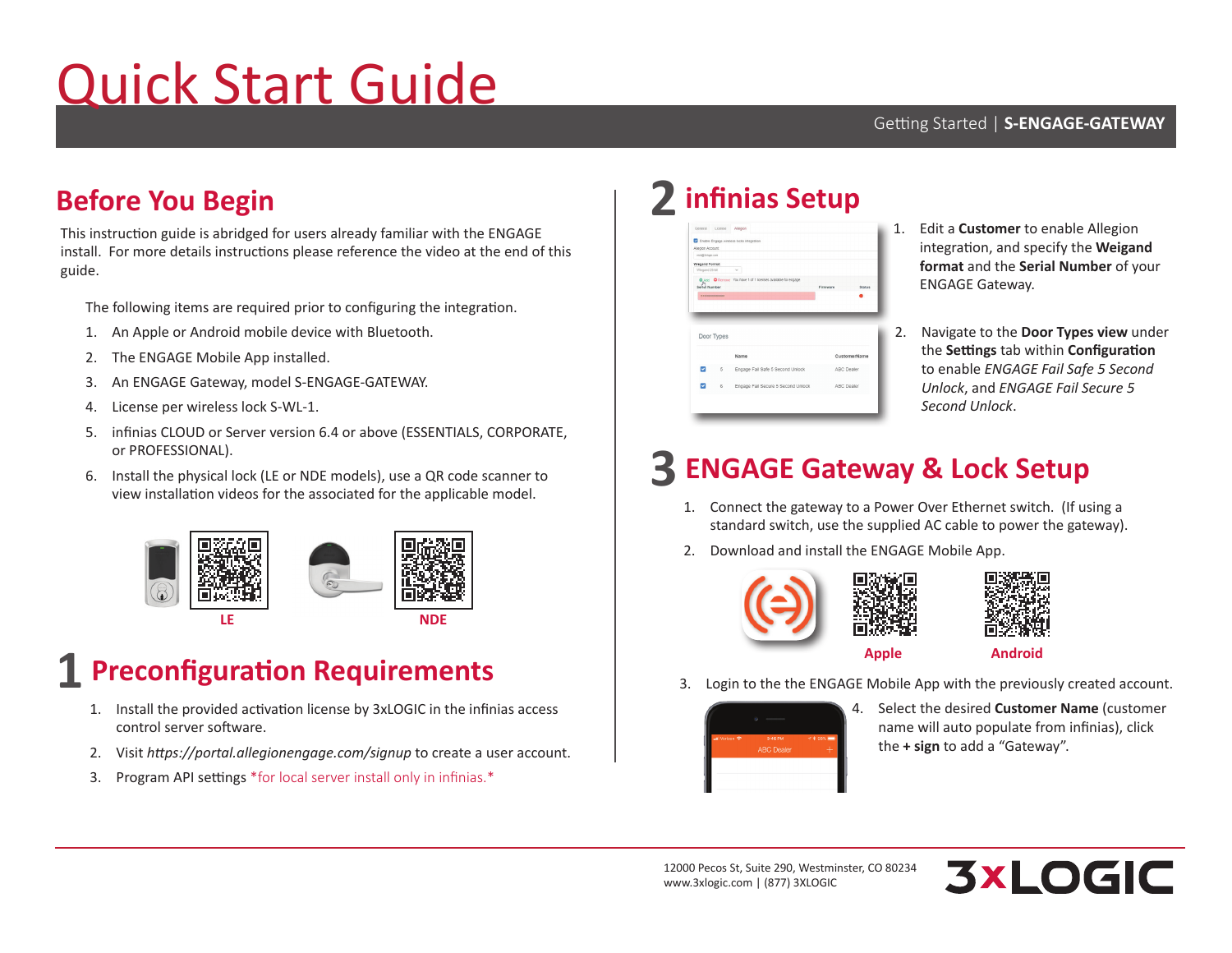# Quick Start Guide

Getting Started | **S-ENGAGE-GATEWAY**

## Before You Begin

This instruction guide is abridged for users already familiar with the ENGAGE install. For more details instructions please reference the video at the end of this guide.

The following items are required prior to configuring the integration.

1. An Apple or Android mobile device with Bluetooth.
2. The ENGAGE Mobile App installed.
3. An ENGAGE Gateway, model S-ENGAGE-GATEWAY.
4. License per wireless lock S-WL-1.
5. infinias CLOUD or Server version 6.4 or above (ESSENTIALS, CORPORATE, or PROFESSIONAL).
6. Install the physical lock (LE or NDE models), use a QR code scanner to view installation videos for the associated for the applicable model.

LE

NDE

## 1 Preconfiguration Requirements

1. Install the provided activation license by 3xLOGIC in the infinias access control server software.
2. Visit *https://portal.allegionengage.com/signup* to create a user account.
3. Program API settings *for local server install only in infinias.*

## 2 infinias Setup

1. Edit a **Customer** to enable Allegion integration, and specify the **Weigand format** and the **Serial Number** of your ENGAGE Gateway.
2. Navigate to the **Door Types view** under the **Settings** tab within **Configuration** to enable *ENGAGE Fail Safe 5 Second Unlock*, and *ENGAGE Fail Secure 5 Second Unlock*.

## 3 ENGAGE Gateway & Lock Setup

1. Connect the gateway to a Power Over Ethernet switch. (If using a standard switch, use the supplied AC cable to power the gateway).
2. Download and install the ENGAGE Mobile App.

Apple

Android

3. Login to the the ENGAGE Mobile App with the previously created account.
4. Select the desired **Customer Name** (customer name will auto populate from infinias), click the **+ sign** to add a "Gateway".

12000 Pecos St, Suite 290, Westminster, CO 80234
www.3xlogic.com | (877) 3XLOGIC

3xLOGIC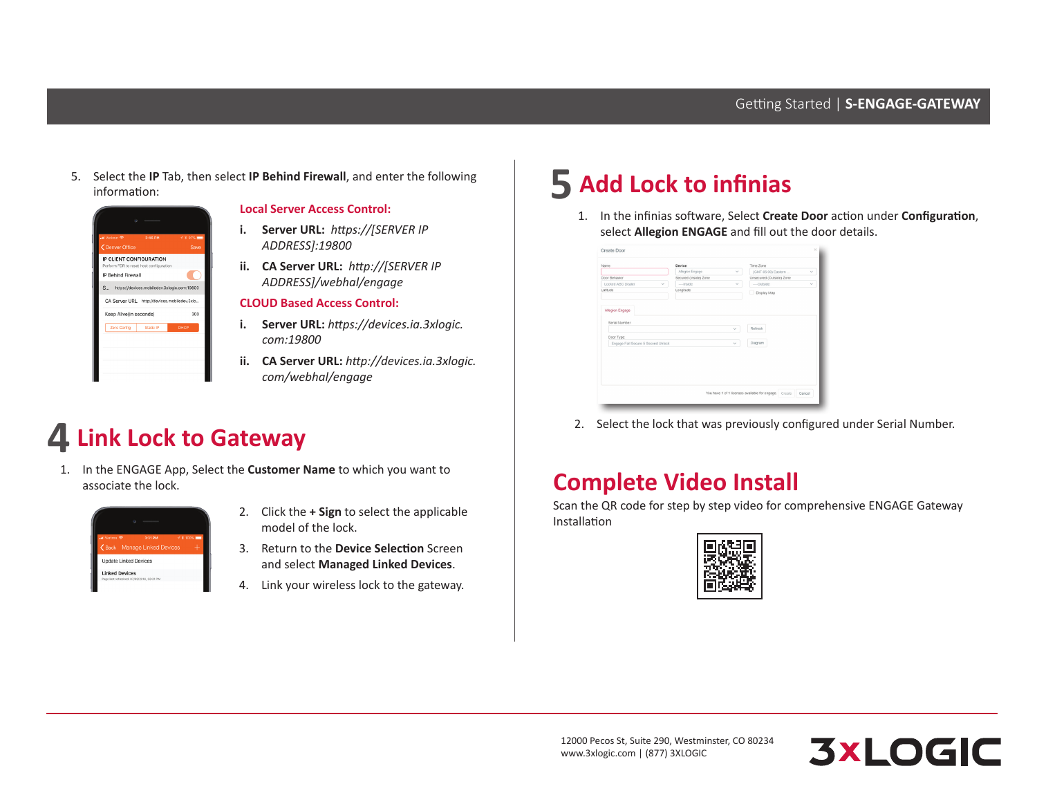5. Select the **IP** Tab, then select **IP Behind Firewall**, and enter the following information:

**Local Server Access Control:**

i. **Server URL:** *https://[SERVER IP ADDRESS]:19800*

ii. **CA Server URL:** *http://[SERVER IP ADDRESS]/webhal/engage*

**CLOUD Based Access Control:**

i. **Server URL:** *https://devices.ia.3xlogic.com:19800*

ii. **CA Server URL:** *http://devices.ia.3xlogic.com/webhal/engage*

# 4 Link Lock to Gateway

1. In the ENGAGE App, Select the **Customer Name** to which you want to associate the lock.
2. Click the **+ Sign** to select the applicable model of the lock.
3. Return to the **Device Selection** Screen and select **Managed Linked Devices**.
4. Link your wireless lock to the gateway.

# 5 Add Lock to infinias

1. In the infinias software, Select **Create Door** action under **Configuration**, select **Allegion ENGAGE** and fill out the door details.
2. Select the lock that was previously configured under Serial Number.

# Complete Video Install

Scan the QR code for step by step video for comprehensive ENGAGE Gateway Installation

12000 Pecos St, Suite 290, Westminster, CO 80234
www.3xlogic.com | (877) 3XLOGIC